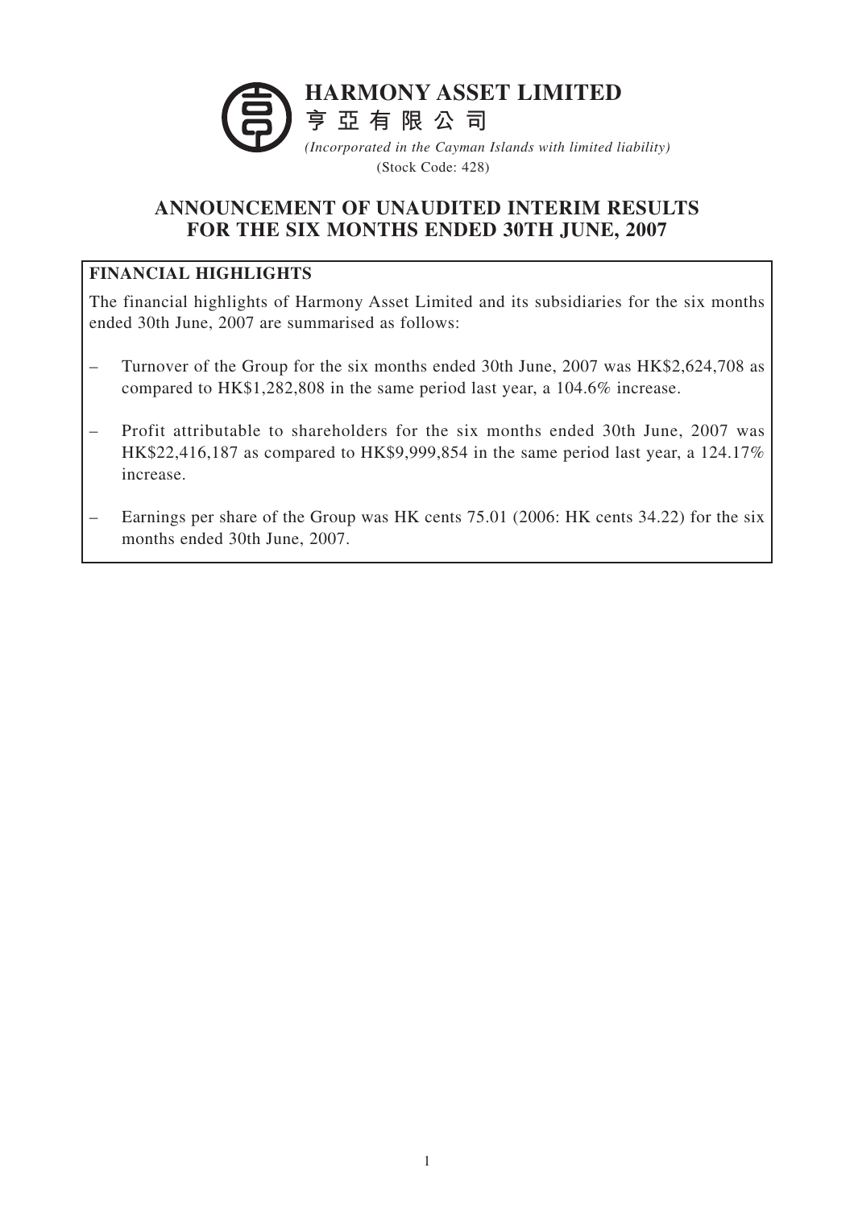# HARMONY ASSET LIMITED

# 亨亞有限公司

*(Incorporated in the Cayman Islands with limited liability)*

(Stock Code: 428)

## ANNOUNCEMENT OF UNAUDITED INTERIM RESULTS FOR THE SIX MONTHS ENDED 30TH JUNE, 2007

**FINANCIAL HIGHLIGHTS**

The financial highlights of Harmony Asset Limited and its subsidiaries for the six months ended 30th June, 2007 are summarised as follows:

- Turnover of the Group for the six months ended 30th June, 2007 was HK$2,624,708 as compared to HK$1,282,808 in the same period last year, a 104.6% increase.
- Profit attributable to shareholders for the six months ended 30th June, 2007 was HK$22,416,187 as compared to HK$9,999,854 in the same period last year, a 124.17% increase.
- Earnings per share of the Group was HK cents 75.01 (2006: HK cents 34.22) for the six months ended 30th June, 2007.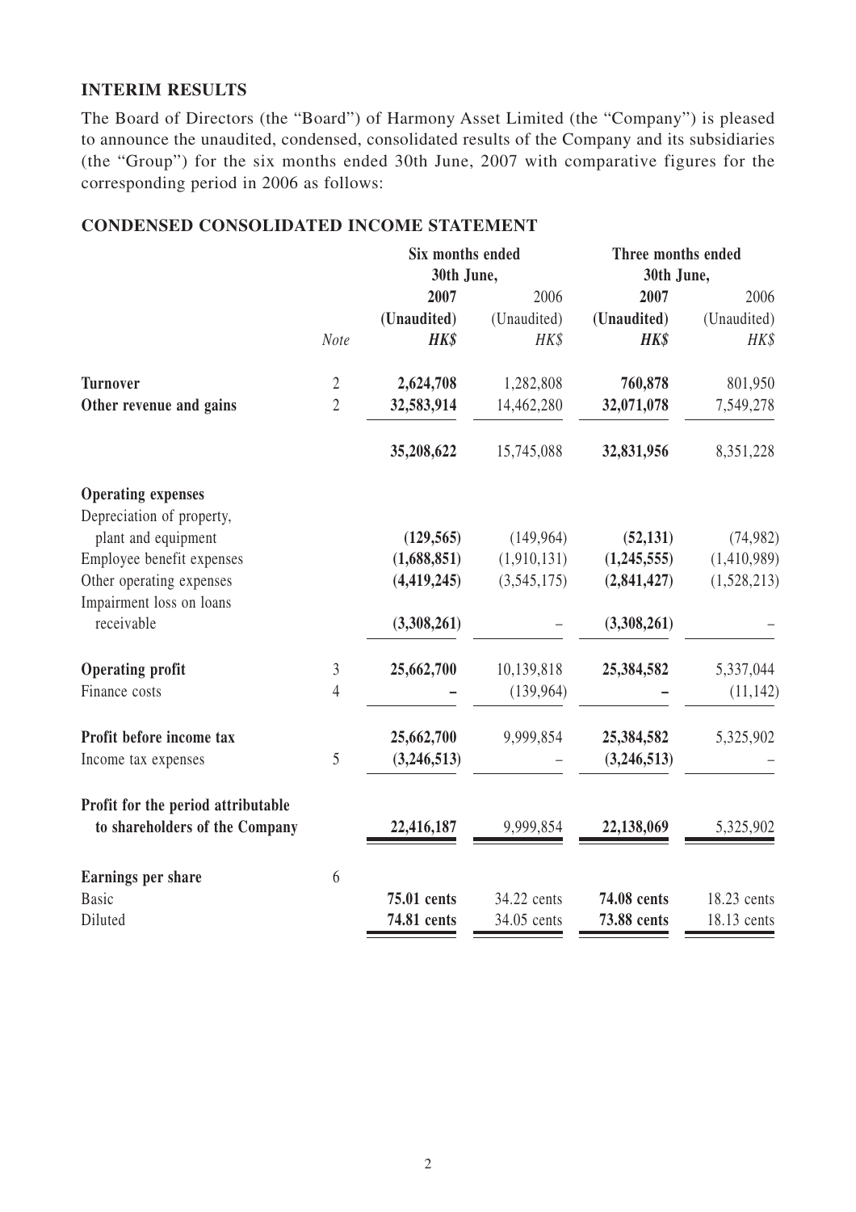## INTERIM RESULTS

The Board of Directors (the "Board") of Harmony Asset Limited (the "Company") is pleased to announce the unaudited, condensed, consolidated results of the Company and its subsidiaries (the "Group") for the six months ended 30th June, 2007 with comparative figures for the corresponding period in 2006 as follows:

## CONDENSED CONSOLIDATED INCOME STATEMENT

| | | Six months ended 30th June, | | Three months ended 30th June, | |
|---|---|---|---|---|---|
| | | **2007** | 2006 | **2007** | 2006 |
| | | **(Unaudited)** | (Unaudited) | **(Unaudited)** | (Unaudited) |
| | *Note* | ***HK$*** | *HK$* | ***HK$*** | *HK$* |
| **Turnover** | 2 | **2,624,708** | 1,282,808 | **760,878** | 801,950 |
| **Other revenue and gains** | 2 | **32,583,914** | 14,462,280 | **32,071,078** | 7,549,278 |
| | | **35,208,622** | 15,745,088 | **32,831,956** | 8,351,228 |
| **Operating expenses** | | | | | |
| Depreciation of property, plant and equipment | | **(129,565)** | (149,964) | **(52,131)** | (74,982) |
| Employee benefit expenses | | **(1,688,851)** | (1,910,131) | **(1,245,555)** | (1,410,989) |
| Other operating expenses | | **(4,419,245)** | (3,545,175) | **(2,841,427)** | (1,528,213) |
| Impairment loss on loans receivable | | **(3,308,261)** | – | **(3,308,261)** | – |
| **Operating profit** | 3 | **25,662,700** | 10,139,818 | **25,384,582** | 5,337,044 |
| Finance costs | 4 | **–** | (139,964) | **–** | (11,142) |
| **Profit before income tax** | | **25,662,700** | 9,999,854 | **25,384,582** | 5,325,902 |
| Income tax expenses | 5 | **(3,246,513)** | – | **(3,246,513)** | – |
| **Profit for the period attributable to shareholders of the Company** | | **22,416,187** | 9,999,854 | **22,138,069** | 5,325,902 |
| **Earnings per share** | 6 | | | | |
| Basic | | **75.01 cents** | 34.22 cents | **74.08 cents** | 18.23 cents |
| Diluted | | **74.81 cents** | 34.05 cents | **73.88 cents** | 18.13 cents |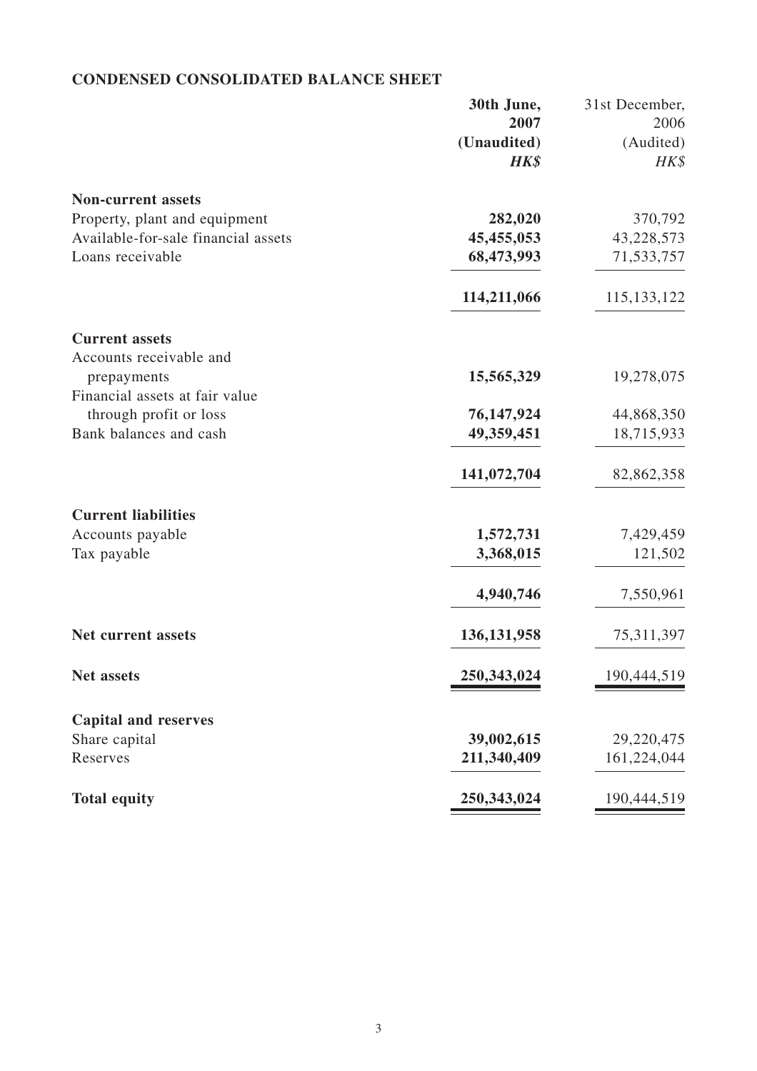## CONDENSED CONSOLIDATED BALANCE SHEET

| | **30th June, 2007 (Unaudited) *HK$*** | 31st December, 2006 (Audited) *HK$* |
|---|---|---|
| **Non-current assets** | | |
| Property, plant and equipment | **282,020** | 370,792 |
| Available-for-sale financial assets | **45,455,053** | 43,228,573 |
| Loans receivable | **68,473,993** | 71,533,757 |
| | **114,211,066** | 115,133,122 |
| **Current assets** | | |
| Accounts receivable and prepayments | **15,565,329** | 19,278,075 |
| Financial assets at fair value through profit or loss | **76,147,924** | 44,868,350 |
| Bank balances and cash | **49,359,451** | 18,715,933 |
| | **141,072,704** | 82,862,358 |
| **Current liabilities** | | |
| Accounts payable | **1,572,731** | 7,429,459 |
| Tax payable | **3,368,015** | 121,502 |
| | **4,940,746** | 7,550,961 |
| **Net current assets** | **136,131,958** | 75,311,397 |
| **Net assets** | **250,343,024** | 190,444,519 |
| **Capital and reserves** | | |
| Share capital | **39,002,615** | 29,220,475 |
| Reserves | **211,340,409** | 161,224,044 |
| **Total equity** | **250,343,024** | 190,444,519 |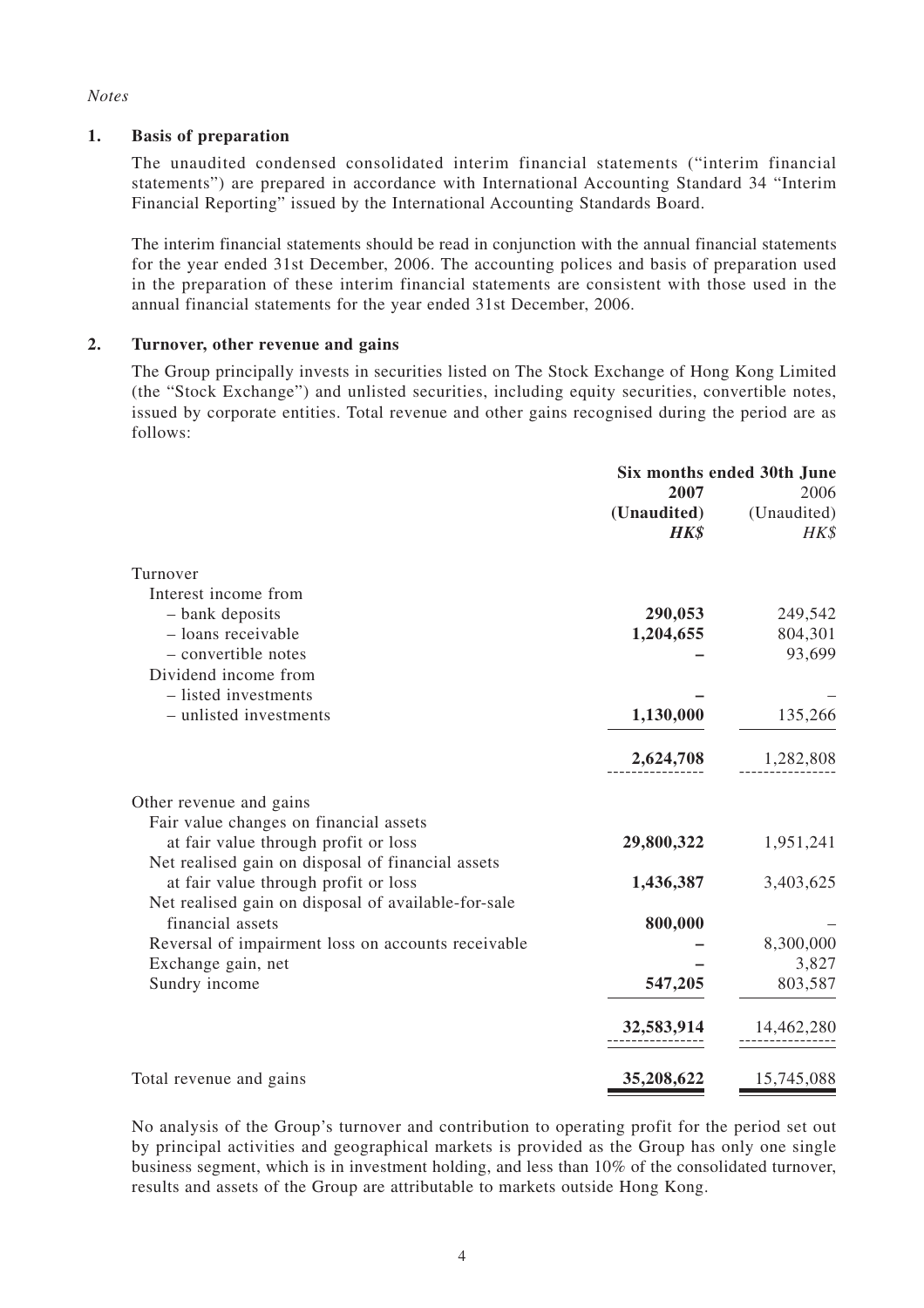*Notes*

## 1. Basis of preparation

The unaudited condensed consolidated interim financial statements ("interim financial statements") are prepared in accordance with International Accounting Standard 34 "Interim Financial Reporting" issued by the International Accounting Standards Board.

The interim financial statements should be read in conjunction with the annual financial statements for the year ended 31st December, 2006. The accounting polices and basis of preparation used in the preparation of these interim financial statements are consistent with those used in the annual financial statements for the year ended 31st December, 2006.

## 2. Turnover, other revenue and gains

The Group principally invests in securities listed on The Stock Exchange of Hong Kong Limited (the "Stock Exchange") and unlisted securities, including equity securities, convertible notes, issued by corporate entities. Total revenue and other gains recognised during the period are as follows:

| | Six months ended 30th June | |
|---|---|---|
| | **2007** | 2006 |
| | **(Unaudited)** | (Unaudited) |
| | ***HK$*** | *HK$* |
| Turnover | | |
| Interest income from | | |
| – bank deposits | **290,053** | 249,542 |
| – loans receivable | **1,204,655** | 804,301 |
| – convertible notes | **–** | 93,699 |
| Dividend income from | | |
| – listed investments | **–** | – |
| – unlisted investments | **1,130,000** | 135,266 |
| | **2,624,708** | 1,282,808 |
| Other revenue and gains | | |
| Fair value changes on financial assets at fair value through profit or loss | **29,800,322** | 1,951,241 |
| Net realised gain on disposal of financial assets at fair value through profit or loss | **1,436,387** | 3,403,625 |
| Net realised gain on disposal of available-for-sale financial assets | **800,000** | – |
| Reversal of impairment loss on accounts receivable | **–** | 8,300,000 |
| Exchange gain, net | **–** | 3,827 |
| Sundry income | **547,205** | 803,587 |
| | **32,583,914** | 14,462,280 |
| Total revenue and gains | **35,208,622** | 15,745,088 |

No analysis of the Group's turnover and contribution to operating profit for the period set out by principal activities and geographical markets is provided as the Group has only one single business segment, which is in investment holding, and less than 10% of the consolidated turnover, results and assets of the Group are attributable to markets outside Hong Kong.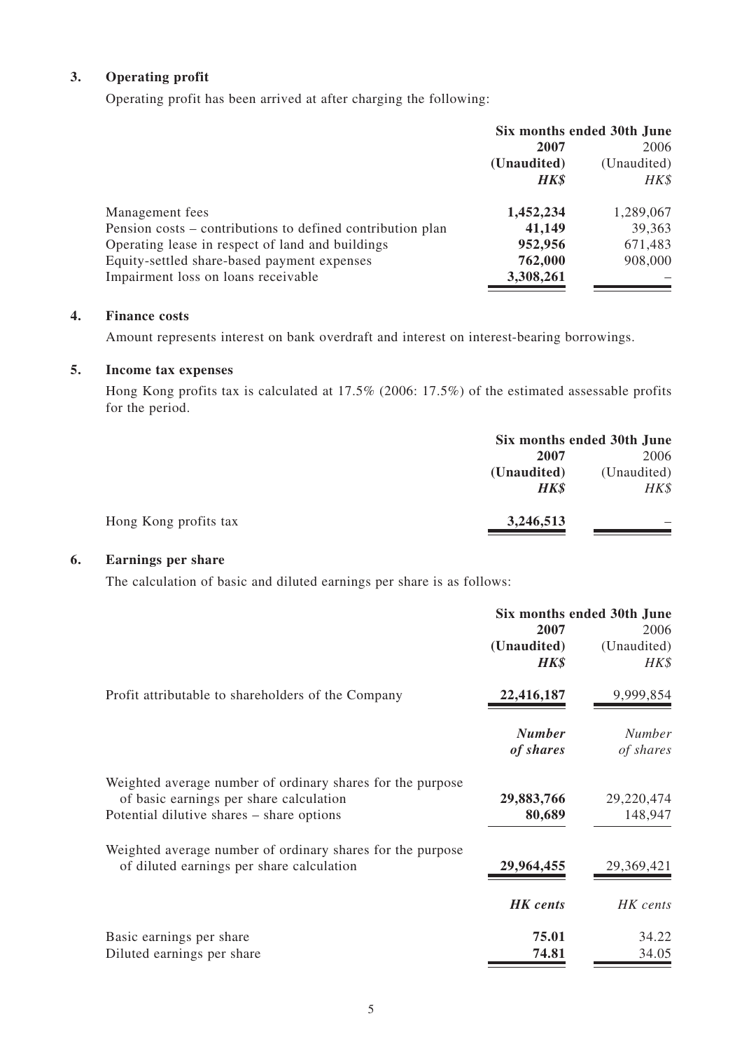## 3. Operating profit

Operating profit has been arrived at after charging the following:

| | Six months ended 30th June | |
|---|---|---|
| | **2007** | 2006 |
| | **(Unaudited)** | (Unaudited) |
| | ***HK$*** | *HK$* |
| Management fees | **1,452,234** | 1,289,067 |
| Pension costs – contributions to defined contribution plan | **41,149** | 39,363 |
| Operating lease in respect of land and buildings | **952,956** | 671,483 |
| Equity-settled share-based payment expenses | **762,000** | 908,000 |
| Impairment loss on loans receivable | **3,308,261** | – |

## 4. Finance costs

Amount represents interest on bank overdraft and interest on interest-bearing borrowings.

## 5. Income tax expenses

Hong Kong profits tax is calculated at 17.5% (2006: 17.5%) of the estimated assessable profits for the period.

| | Six months ended 30th June | |
|---|---|---|
| | **2007** | 2006 |
| | **(Unaudited)** | (Unaudited) |
| | ***HK$*** | *HK$* |
| Hong Kong profits tax | **3,246,513** | – |

## 6. Earnings per share

The calculation of basic and diluted earnings per share is as follows:

| | Six months ended 30th June | |
|---|---|---|
| | **2007** | 2006 |
| | **(Unaudited)** | (Unaudited) |
| | ***HK$*** | *HK$* |
| Profit attributable to shareholders of the Company | **22,416,187** | 9,999,854 |
| | ***Number of shares*** | *Number of shares* |
| Weighted average number of ordinary shares for the purpose of basic earnings per share calculation | **29,883,766** | 29,220,474 |
| Potential dilutive shares – share options | **80,689** | 148,947 |
| Weighted average number of ordinary shares for the purpose of diluted earnings per share calculation | **29,964,455** | 29,369,421 |
| | ***HK cents*** | *HK cents* |
| Basic earnings per share | **75.01** | 34.22 |
| Diluted earnings per share | **74.81** | 34.05 |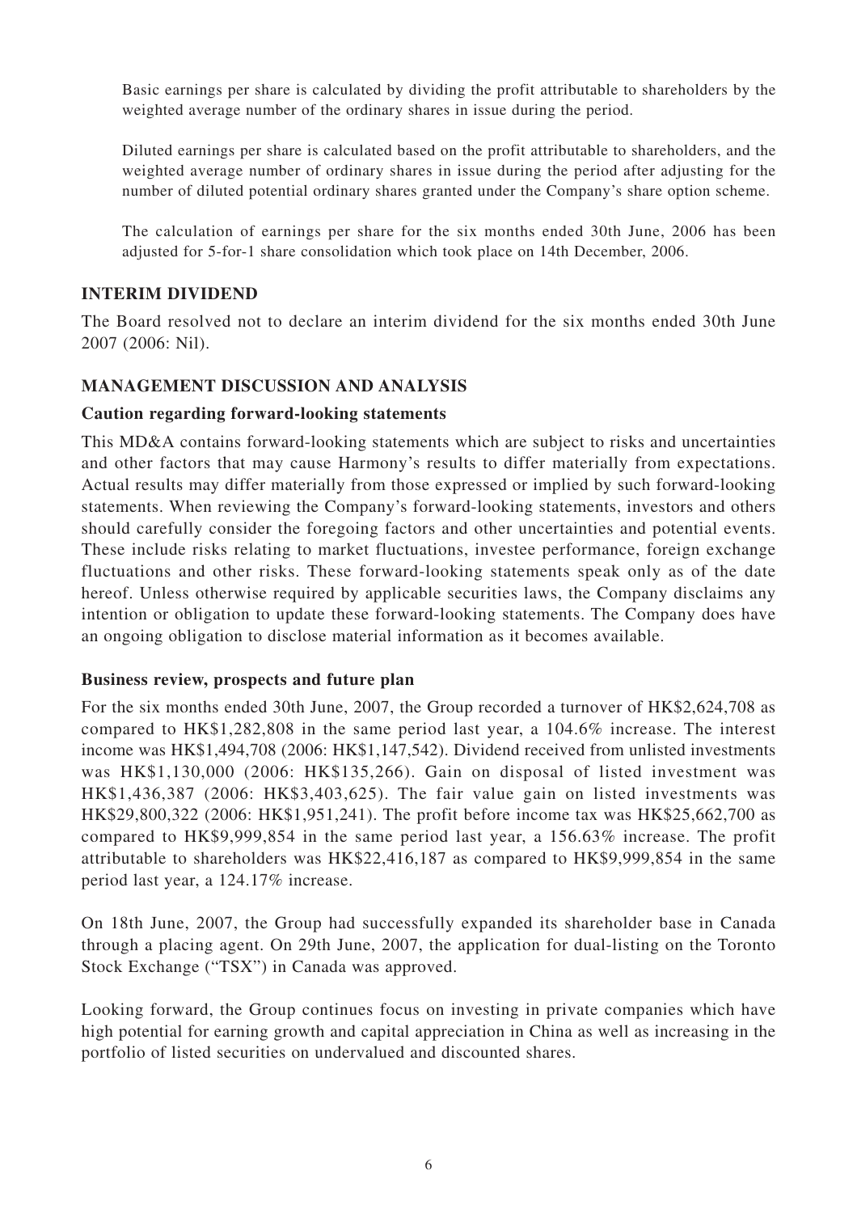Basic earnings per share is calculated by dividing the profit attributable to shareholders by the weighted average number of the ordinary shares in issue during the period.

Diluted earnings per share is calculated based on the profit attributable to shareholders, and the weighted average number of ordinary shares in issue during the period after adjusting for the number of diluted potential ordinary shares granted under the Company's share option scheme.

The calculation of earnings per share for the six months ended 30th June, 2006 has been adjusted for 5-for-1 share consolidation which took place on 14th December, 2006.

## INTERIM DIVIDEND

The Board resolved not to declare an interim dividend for the six months ended 30th June 2007 (2006: Nil).

## MANAGEMENT DISCUSSION AND ANALYSIS

### Caution regarding forward-looking statements

This MD&A contains forward-looking statements which are subject to risks and uncertainties and other factors that may cause Harmony's results to differ materially from expectations. Actual results may differ materially from those expressed or implied by such forward-looking statements. When reviewing the Company's forward-looking statements, investors and others should carefully consider the foregoing factors and other uncertainties and potential events. These include risks relating to market fluctuations, investee performance, foreign exchange fluctuations and other risks. These forward-looking statements speak only as of the date hereof. Unless otherwise required by applicable securities laws, the Company disclaims any intention or obligation to update these forward-looking statements. The Company does have an ongoing obligation to disclose material information as it becomes available.

### Business review, prospects and future plan

For the six months ended 30th June, 2007, the Group recorded a turnover of HK$2,624,708 as compared to HK$1,282,808 in the same period last year, a 104.6% increase. The interest income was HK$1,494,708 (2006: HK$1,147,542). Dividend received from unlisted investments was HK$1,130,000 (2006: HK$135,266). Gain on disposal of listed investment was HK$1,436,387 (2006: HK$3,403,625). The fair value gain on listed investments was HK$29,800,322 (2006: HK$1,951,241). The profit before income tax was HK$25,662,700 as compared to HK$9,999,854 in the same period last year, a 156.63% increase. The profit attributable to shareholders was HK$22,416,187 as compared to HK$9,999,854 in the same period last year, a 124.17% increase.

On 18th June, 2007, the Group had successfully expanded its shareholder base in Canada through a placing agent. On 29th June, 2007, the application for dual-listing on the Toronto Stock Exchange ("TSX") in Canada was approved.

Looking forward, the Group continues focus on investing in private companies which have high potential for earning growth and capital appreciation in China as well as increasing in the portfolio of listed securities on undervalued and discounted shares.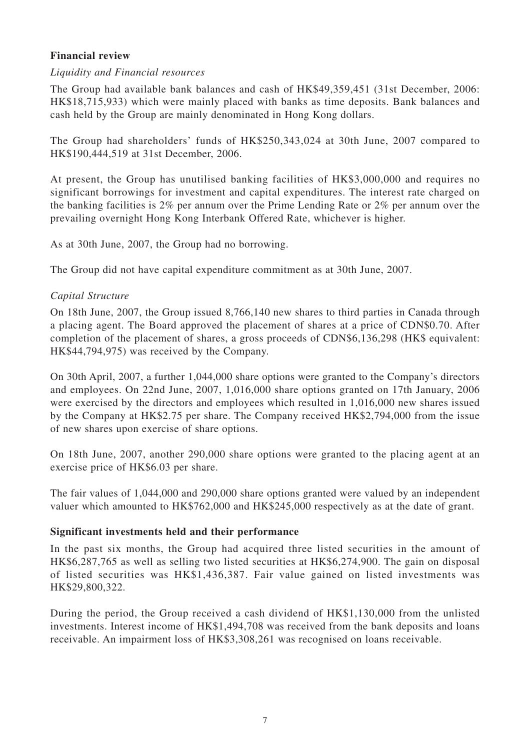## Financial review

*Liquidity and Financial resources*

The Group had available bank balances and cash of HK$49,359,451 (31st December, 2006: HK$18,715,933) which were mainly placed with banks as time deposits. Bank balances and cash held by the Group are mainly denominated in Hong Kong dollars.

The Group had shareholders' funds of HK$250,343,024 at 30th June, 2007 compared to HK$190,444,519 at 31st December, 2006.

At present, the Group has unutilised banking facilities of HK$3,000,000 and requires no significant borrowings for investment and capital expenditures. The interest rate charged on the banking facilities is 2% per annum over the Prime Lending Rate or 2% per annum over the prevailing overnight Hong Kong Interbank Offered Rate, whichever is higher.

As at 30th June, 2007, the Group had no borrowing.

The Group did not have capital expenditure commitment as at 30th June, 2007.

*Capital Structure*

On 18th June, 2007, the Group issued 8,766,140 new shares to third parties in Canada through a placing agent. The Board approved the placement of shares at a price of CDN$0.70. After completion of the placement of shares, a gross proceeds of CDN$6,136,298 (HK$ equivalent: HK$44,794,975) was received by the Company.

On 30th April, 2007, a further 1,044,000 share options were granted to the Company's directors and employees. On 22nd June, 2007, 1,016,000 share options granted on 17th January, 2006 were exercised by the directors and employees which resulted in 1,016,000 new shares issued by the Company at HK$2.75 per share. The Company received HK$2,794,000 from the issue of new shares upon exercise of share options.

On 18th June, 2007, another 290,000 share options were granted to the placing agent at an exercise price of HK$6.03 per share.

The fair values of 1,044,000 and 290,000 share options granted were valued by an independent valuer which amounted to HK$762,000 and HK$245,000 respectively as at the date of grant.

## Significant investments held and their performance

In the past six months, the Group had acquired three listed securities in the amount of HK$6,287,765 as well as selling two listed securities at HK$6,274,900. The gain on disposal of listed securities was HK$1,436,387. Fair value gained on listed investments was HK$29,800,322.

During the period, the Group received a cash dividend of HK$1,130,000 from the unlisted investments. Interest income of HK$1,494,708 was received from the bank deposits and loans receivable. An impairment loss of HK$3,308,261 was recognised on loans receivable.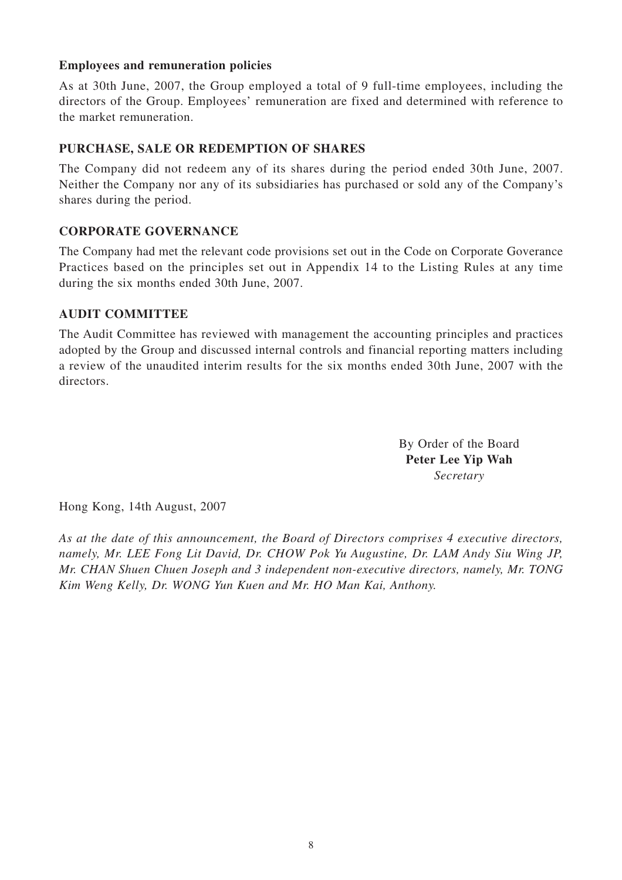**Employees and remuneration policies**

As at 30th June, 2007, the Group employed a total of 9 full-time employees, including the directors of the Group. Employees' remuneration are fixed and determined with reference to the market remuneration.

## PURCHASE, SALE OR REDEMPTION OF SHARES

The Company did not redeem any of its shares during the period ended 30th June, 2007. Neither the Company nor any of its subsidiaries has purchased or sold any of the Company's shares during the period.

## CORPORATE GOVERNANCE

The Company had met the relevant code provisions set out in the Code on Corporate Goverance Practices based on the principles set out in Appendix 14 to the Listing Rules at any time during the six months ended 30th June, 2007.

## AUDIT COMMITTEE

The Audit Committee has reviewed with management the accounting principles and practices adopted by the Group and discussed internal controls and financial reporting matters including a review of the unaudited interim results for the six months ended 30th June, 2007 with the directors.

By Order of the Board
**Peter Lee Yip Wah**
*Secretary*

Hong Kong, 14th August, 2007

*As at the date of this announcement, the Board of Directors comprises 4 executive directors, namely, Mr. LEE Fong Lit David, Dr. CHOW Pok Yu Augustine, Dr. LAM Andy Siu Wing JP, Mr. CHAN Shuen Chuen Joseph and 3 independent non-executive directors, namely, Mr. TONG Kim Weng Kelly, Dr. WONG Yun Kuen and Mr. HO Man Kai, Anthony.*